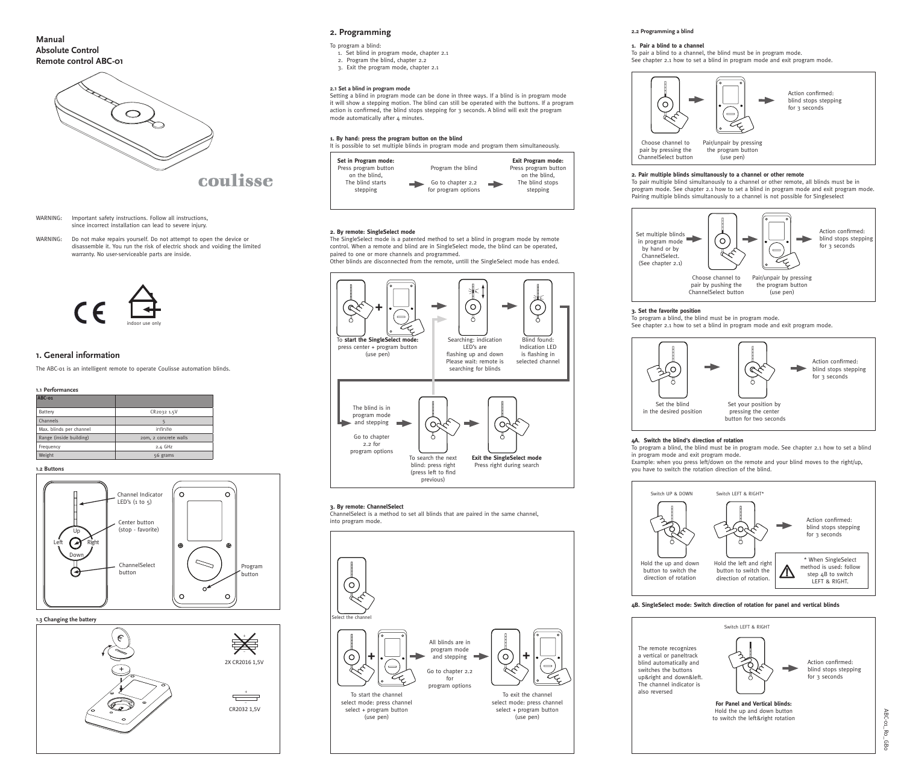# Manual
# Absolute Control
# Remote control ABC-01

coulisse

WARNING: Important safety instructions. Follow all instructions, since incorrect installation can lead to severe injury.

WARNING: Do not make repairs yourself. Do not attempt to open the device or disassemble it. You run the risk of electric shock and voiding the limited warranty. No user-serviceable parts are inside.

indoor use only

## 1. General information

The ABC-01 is an intelligent remote to operate Coulisse automation blinds.

### 1.1 Performances

| ABC-01 | |
|---|---|
| Battery | CR2032 1.5V |
| Channels | 5 |
| Max. blinds per channel | infinite |
| Range (inside building) | 20m, 2 concrete walls |
| Frequency | 2.4 GHz |
| Weight | 56 grams |

### 1.2 Buttons

Channel Indicator LED's (1 to 5)

Center button (stop - favorite)

Up, Left, Right, Down

ChannelSelect button

Program button

### 1.3 Changing the battery

2X CR2016 1,5V

CR2032 1,5V

## 2. Programming

To program a blind:

1. Set blind in program mode, chapter 2.1
2. Program the blind, chapter 2.2
3. Exit the program mode, chapter 2.1

### 2.1 Set a blind in program mode

Setting a blind in program mode can be done in three ways. If a blind is in program mode it will show a stepping motion. The blind can still be operated with the buttons. If a program action is confirmed, the blind stops stepping for 3 seconds. A blind will exit the program mode automatically after 4 minutes.

**1. By hand: press the program button on the blind**

It is possible to set multiple blinds in program mode and program them simultaneously.

**Set in Program mode:** Press program button on the blind, The blind starts stepping → Program the blind Go to chapter 2.2 for program options → **Exit Program mode:** Press program button on the blind, The blind stops stepping

**2. By remote: SingleSelect mode**

The SingleSelect mode is a patented method to set a blind in program mode by remote control. When a remote and blind are in SingleSelect mode, the blind can be operated, paired to one or more channels and programmed.

Other blinds are disconnected from the remote, untill the SingleSelect mode has ended.

To **start the SingleSelect mode:** press center + program button (use pen) → Searching: indication LED's are flashing up and down Please wait: remote is searching for blinds → Blind found: Indication LED is flashing in selected channel → The blind is in program mode and stepping Go to chapter 2.2 for program options → To search the next blind: press right (press left to find previous) → **Exit the SingleSelect mode** Press right during search

**3. By remote: ChannelSelect**

ChannelSelect is a method to set all blinds that are paired in the same channel, into program mode.

Select the channel

To start the channel select mode: press channel select + program button (use pen) → All blinds are in program mode and stepping Go to chapter 2.2 for program options → To exit the channel select mode: press channel select + program button (use pen)

### 2.2 Programming a blind

**1. Pair a blind to a channel**

To pair a blind to a channel, the blind must be in program mode.
See chapter 2.1 how to set a blind in program mode and exit program mode.

Choose channel to pair by pressing the ChannelSelect button → Pair/unpair by pressing the program button (use pen) → Action confirmed: blind stops stepping for 3 seconds

**2. Pair multiple blinds simultanously to a channel or other remote**

To pair multiple blind simultanously to a channel or other remote, all blinds must be in program mode. See chapter 2.1 how to set a blind in program mode and exit program mode. Pairing multiple blinds simultanously to a channel is not possible for Singleselect

Set multiple blinds in program mode by hand or by ChannelSelect. (See chapter 2.1) → Choose channel to pair by pushing the ChannelSelect button → Pair/unpair by pressing the program button (use pen) → Action confirmed: blind stops stepping for 3 seconds

**3. Set the favorite position**

To program a blind, the blind must be in program mode.
See chapter 2.1 how to set a blind in program mode and exit program mode.

Set the blind in the desired position → Set your position by pressing the center button for two seconds → Action confirmed: blind stops stepping for 3 seconds

**4A. Switch the blind's direction of rotation**

To program a blind, the blind must be in program mode. See chapter 2.1 how to set a blind in program mode and exit program mode.
Example: when you press left/down on the remote and your blind moves to the right/up, you have to switch the rotation direction of the blind.

Switch UP & DOWN: Hold the up and down button to switch the direction of rotation

Switch LEFT & RIGHT*: Hold the left and right button to switch the direction of rotation.

→ Action confirmed: blind stops stepping for 3 seconds

\* When SingleSelect method is used: follow step 4B to switch LEFT & RIGHT.

**4B. SingleSelect mode: Switch direction of rotation for panel and vertical blinds**

Switch LEFT & RIGHT

The remote recognizes a vertical or paneltrack blind automatically and switches the buttons up&right and down&left. The channel indicator is also reversed

**For Panel and Vertical blinds:** Hold the up and down button to switch the left&right rotation

→ Action confirmed: blind stops stepping for 3 seconds

ABC-01_R0_GB0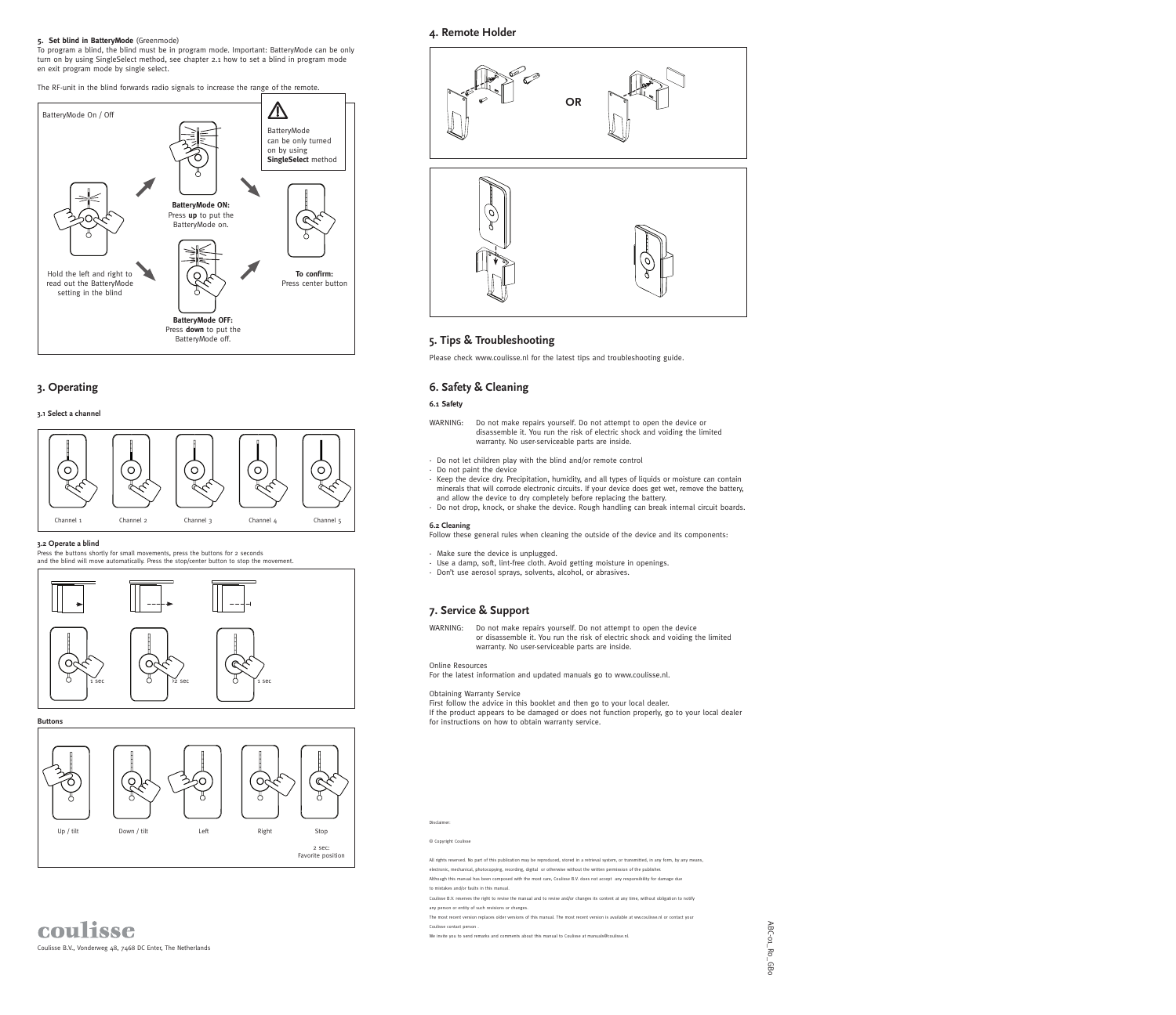#### 5. Set blind in BatteryMode (Greenmode)

To program a blind, the blind must be in program mode. Important: BatteryMode can be only turn on by using SingleSelect method, see chapter 2.1 how to set a blind in program mode en exit program mode by single select.

The RF-unit in the blind forwards radio signals to increase the range of the remote.

BatteryMode On / Off

Hold the left and right to read out the BatteryMode setting in the blind

**BatteryMode ON:**
Press **up** to put the BatteryMode on.

**BatteryMode OFF:**
Press **down** to put the BatteryMode off.

**To confirm:**
Press center button

BatteryMode can be only turned on by using **SingleSelect** method

## 3. Operating

#### 3.1 Select a channel

Channel 1
Channel 2
Channel 3
Channel 4
Channel 5

#### 3.2 Operate a blind

Press the buttons shortly for small movements, press the buttons for 2 seconds and the blind will move automatically. Press the stop/center button to stop the movement.

1 sec
>2 sec
1 sec

#### Buttons

Up / tilt
Down / tilt
Left
Right
Stop

2 sec:
Favorite position

coulisse

Coulisse B.V., Vonderweg 48, 7468 DC Enter, The Netherlands

## 4. Remote Holder

OR

## 5. Tips & Troubleshooting

Please check www.coulisse.nl for the latest tips and troubleshooting guide.

## 6. Safety & Cleaning

#### 6.1 Safety

WARNING: Do not make repairs yourself. Do not attempt to open the device or disassemble it. You run the risk of electric shock and voiding the limited warranty. No user-serviceable parts are inside.

- Do not let children play with the blind and/or remote control
- Do not paint the device
- Keep the device dry. Precipitation, humidity, and all types of liquids or moisture can contain minerals that will corrode electronic circuits. If your device does get wet, remove the battery, and allow the device to dry completely before replacing the battery.
- Do not drop, knock, or shake the device. Rough handling can break internal circuit boards.

#### 6.2 Cleaning

Follow these general rules when cleaning the outside of the device and its components:

- Make sure the device is unplugged.
- Use a damp, soft, lint-free cloth. Avoid getting moisture in openings.
- Don't use aerosol sprays, solvents, alcohol, or abrasives.

## 7. Service & Support

WARNING: Do not make repairs yourself. Do not attempt to open the device or disassemble it. You run the risk of electric shock and voiding the limited warranty. No user-serviceable parts are inside.

Online Resources
For the latest information and updated manuals go to www.coulisse.nl.

Obtaining Warranty Service
First follow the advice in this booklet and then go to your local dealer.
If the product appears to be damaged or does not function properly, go to your local dealer for instructions on how to obtain warranty service.

Disclaimer:

© Copyright Coulisse

All rights reserved. No part of this publication may be reproduced, stored in a retrieval system, or transmitted, in any form, by any means, electronic, mechanical, photocopying, recording, digital or otherwise without the written permission of the publisher.
Although this manual has been composed with the most care, Coulisse B.V. does not accept any responsibility for damage due to mistakes and/or faults in this manual.
Coulisse B.V. reserves the right to revise the manual and to revise and/or changes its content at any time, without obligation to notify any person or entity of such revisions or changes.
The most recent version replaces older versions of this manual. The most recent version is available at ww.coulisse.nl or contact your Coulisse contact person .
We invite you to send remarks and comments about this manual to Coulisse at manuals@coulisse.nl.

ABC-01_R0_GB0